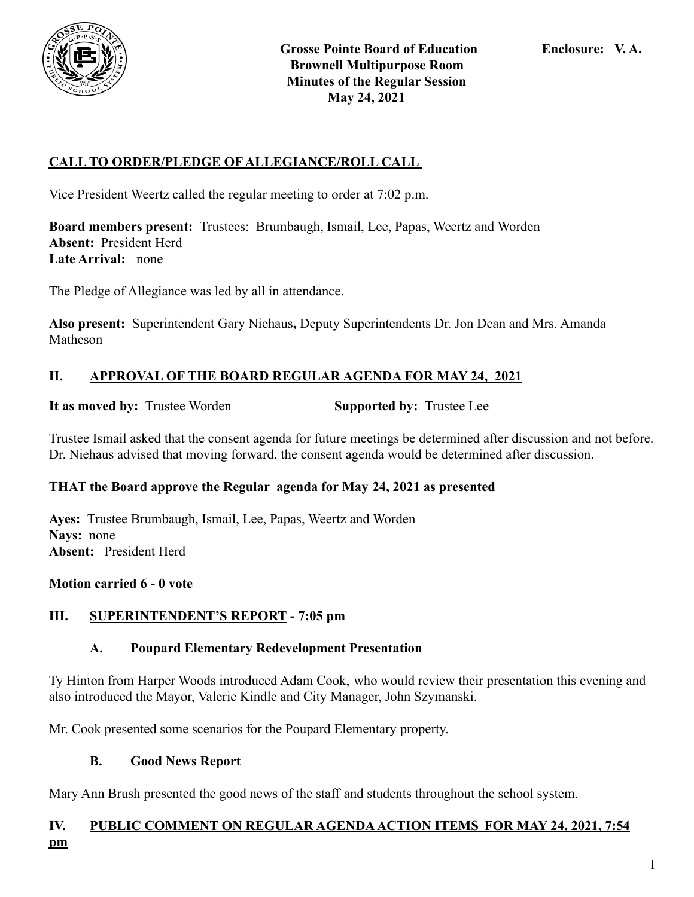**Grosse Pointe Board of Education** **Enclosure: V. A.**
**Brownell Multipurpose Room**
**Minutes of the Regular Session**
**May 24, 2021**

## CALL TO ORDER/PLEDGE OF ALLEGIANCE/ROLL CALL

Vice President Weertz called the regular meeting to order at 7:02 p.m.

**Board members present:** Trustees: Brumbaugh, Ismail, Lee, Papas, Weertz and Worden
**Absent:** President Herd
**Late Arrival:** none

The Pledge of Allegiance was led by all in attendance.

**Also present:** Superintendent Gary Niehaus**,** Deputy Superintendents Dr. Jon Dean and Mrs. Amanda Matheson

## II. APPROVAL OF THE BOARD REGULAR AGENDA FOR MAY 24, 2021

**It as moved by:** Trustee Worden **Supported by:** Trustee Lee

Trustee Ismail asked that the consent agenda for future meetings be determined after discussion and not before. Dr. Niehaus advised that moving forward, the consent agenda would be determined after discussion.

**THAT the Board approve the Regular agenda for May 24, 2021 as presented**

**Ayes:** Trustee Brumbaugh, Ismail, Lee, Papas, Weertz and Worden
**Nays:** none
**Absent:** President Herd

**Motion carried 6 - 0 vote**

## III. SUPERINTENDENT'S REPORT - 7:05 pm

### A. Poupard Elementary Redevelopment Presentation

Ty Hinton from Harper Woods introduced Adam Cook, who would review their presentation this evening and also introduced the Mayor, Valerie Kindle and City Manager, John Szymanski.

Mr. Cook presented some scenarios for the Poupard Elementary property.

### B. Good News Report

Mary Ann Brush presented the good news of the staff and students throughout the school system.

## IV. PUBLIC COMMENT ON REGULAR AGENDA ACTION ITEMS FOR MAY 24, 2021, 7:54 pm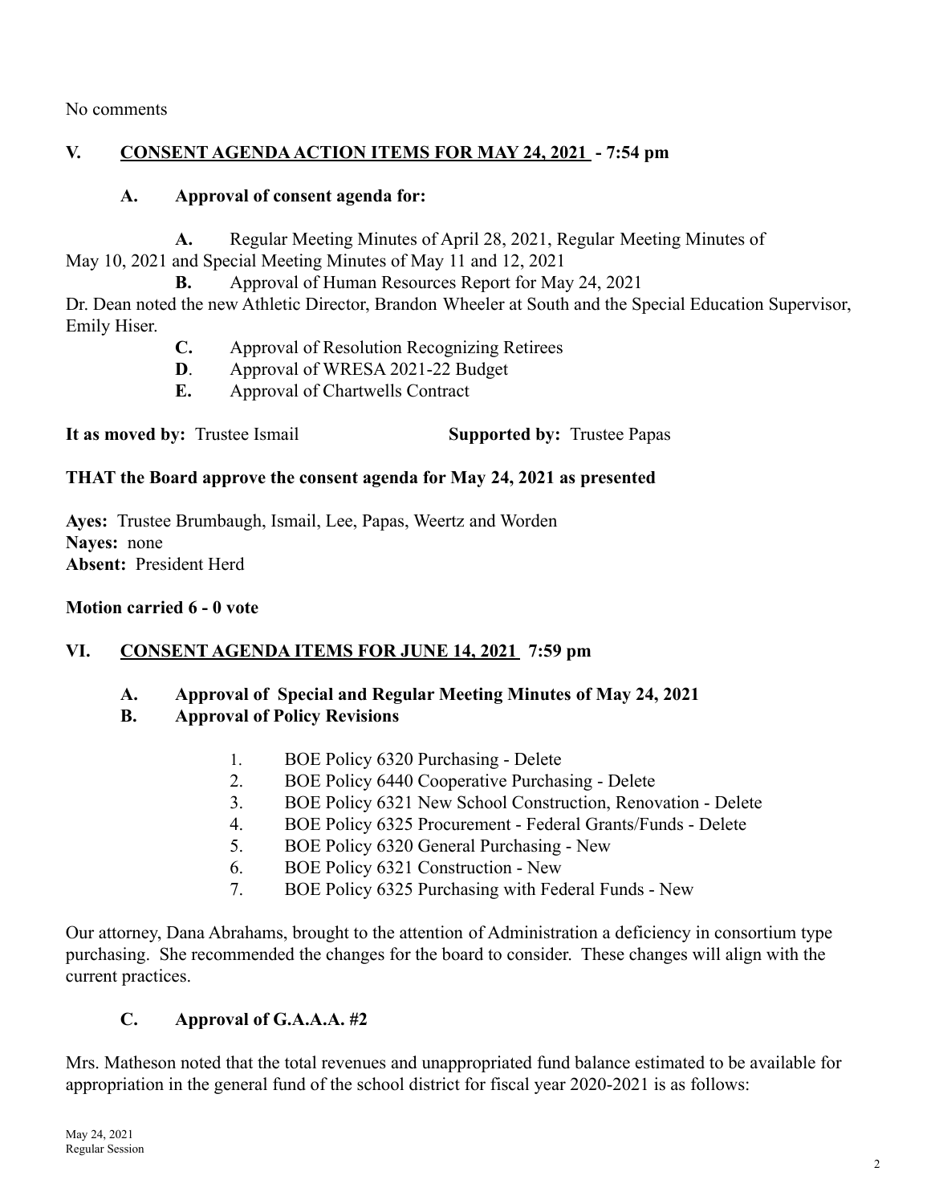No comments

## V. CONSENT AGENDA ACTION ITEMS FOR MAY 24, 2021 - 7:54 pm

### A. Approval of consent agenda for:

**A.** Regular Meeting Minutes of April 28, 2021, Regular Meeting Minutes of May 10, 2021 and Special Meeting Minutes of May 11 and 12, 2021

**B.** Approval of Human Resources Report for May 24, 2021

Dr. Dean noted the new Athletic Director, Brandon Wheeler at South and the Special Education Supervisor, Emily Hiser.

**C.** Approval of Resolution Recognizing Retirees

**D**. Approval of WRESA 2021-22 Budget

**E.** Approval of Chartwells Contract

**It as moved by:** Trustee Ismail **Supported by:** Trustee Papas

**THAT the Board approve the consent agenda for May 24, 2021 as presented**

**Ayes:** Trustee Brumbaugh, Ismail, Lee, Papas, Weertz and Worden
**Nayes:** none
**Absent:** President Herd

**Motion carried 6 - 0 vote**

## VI. CONSENT AGENDA ITEMS FOR JUNE 14, 2021 7:59 pm

### A. Approval of Special and Regular Meeting Minutes of May 24, 2021
### B. Approval of Policy Revisions

1. BOE Policy 6320 Purchasing - Delete
2. BOE Policy 6440 Cooperative Purchasing - Delete
3. BOE Policy 6321 New School Construction, Renovation - Delete
4. BOE Policy 6325 Procurement - Federal Grants/Funds - Delete
5. BOE Policy 6320 General Purchasing - New
6. BOE Policy 6321 Construction - New
7. BOE Policy 6325 Purchasing with Federal Funds - New

Our attorney, Dana Abrahams, brought to the attention of Administration a deficiency in consortium type purchasing. She recommended the changes for the board to consider. These changes will align with the current practices.

### C. Approval of G.A.A.A. #2

Mrs. Matheson noted that the total revenues and unappropriated fund balance estimated to be available for appropriation in the general fund of the school district for fiscal year 2020-2021 is as follows: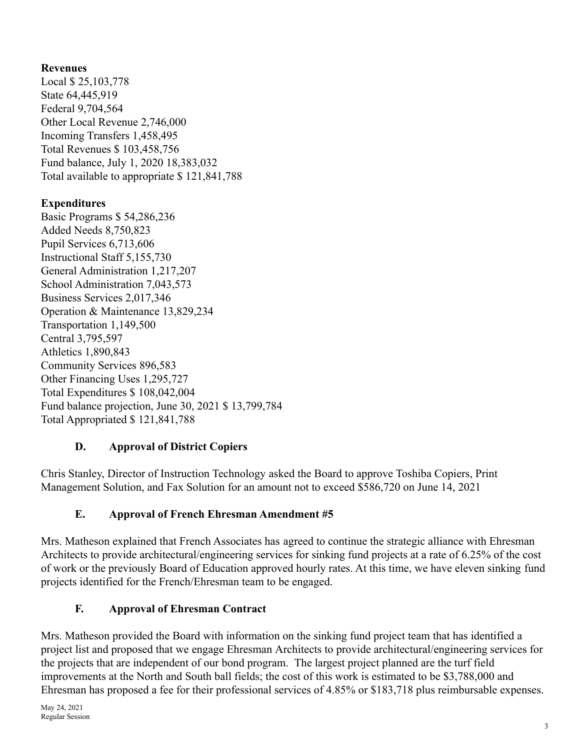**Revenues**
Local $ 25,103,778
State 64,445,919
Federal 9,704,564
Other Local Revenue 2,746,000
Incoming Transfers 1,458,495
Total Revenues $ 103,458,756
Fund balance, July 1, 2020 18,383,032
Total available to appropriate $ 121,841,788

**Expenditures**
Basic Programs $ 54,286,236
Added Needs 8,750,823
Pupil Services 6,713,606
Instructional Staff 5,155,730
General Administration 1,217,207
School Administration 7,043,573
Business Services 2,017,346
Operation & Maintenance 13,829,234
Transportation 1,149,500
Central 3,795,597
Athletics 1,890,843
Community Services 896,583
Other Financing Uses 1,295,727
Total Expenditures $ 108,042,004
Fund balance projection, June 30, 2021 $ 13,799,784
Total Appropriated $ 121,841,788

### D. Approval of District Copiers

Chris Stanley, Director of Instruction Technology asked the Board to approve Toshiba Copiers, Print Management Solution, and Fax Solution for an amount not to exceed $586,720 on June 14, 2021

### E. Approval of French Ehresman Amendment #5

Mrs. Matheson explained that French Associates has agreed to continue the strategic alliance with Ehresman Architects to provide architectural/engineering services for sinking fund projects at a rate of 6.25% of the cost of work or the previously Board of Education approved hourly rates. At this time, we have eleven sinking fund projects identified for the French/Ehresman team to be engaged.

### F. Approval of Ehresman Contract

Mrs. Matheson provided the Board with information on the sinking fund project team that has identified a project list and proposed that we engage Ehresman Architects to provide architectural/engineering services for the projects that are independent of our bond program. The largest project planned are the turf field improvements at the North and South ball fields; the cost of this work is estimated to be $3,788,000 and Ehresman has proposed a fee for their professional services of 4.85% or $183,718 plus reimbursable expenses.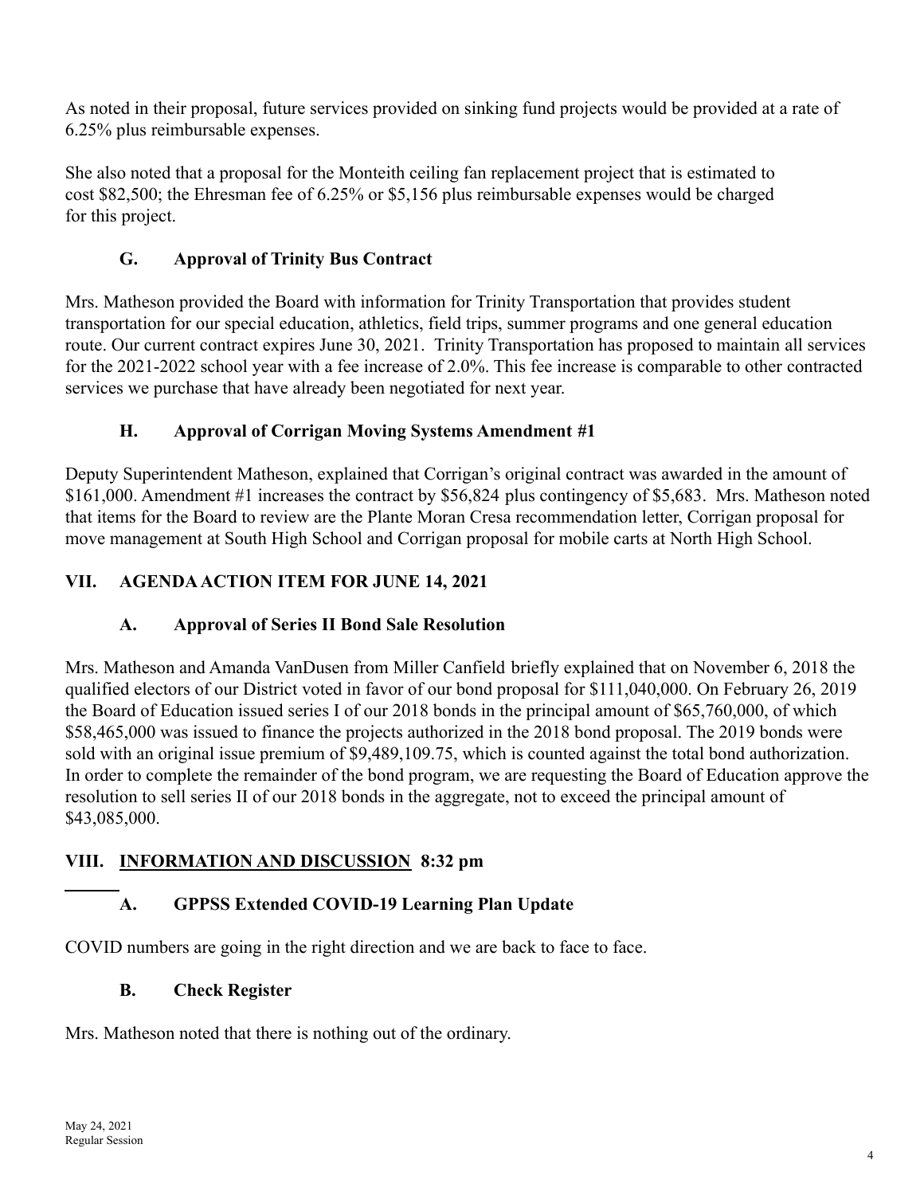As noted in their proposal, future services provided on sinking fund projects would be provided at a rate of 6.25% plus reimbursable expenses.

She also noted that a proposal for the Monteith ceiling fan replacement project that is estimated to cost $82,500; the Ehresman fee of 6.25% or $5,156 plus reimbursable expenses would be charged for this project.

### G. Approval of Trinity Bus Contract

Mrs. Matheson provided the Board with information for Trinity Transportation that provides student transportation for our special education, athletics, field trips, summer programs and one general education route. Our current contract expires June 30, 2021. Trinity Transportation has proposed to maintain all services for the 2021-2022 school year with a fee increase of 2.0%. This fee increase is comparable to other contracted services we purchase that have already been negotiated for next year.

### H. Approval of Corrigan Moving Systems Amendment #1

Deputy Superintendent Matheson, explained that Corrigan's original contract was awarded in the amount of $161,000. Amendment #1 increases the contract by $56,824 plus contingency of $5,683. Mrs. Matheson noted that items for the Board to review are the Plante Moran Cresa recommendation letter, Corrigan proposal for move management at South High School and Corrigan proposal for mobile carts at North High School.

## VII. AGENDA ACTION ITEM FOR JUNE 14, 2021

### A. Approval of Series II Bond Sale Resolution

Mrs. Matheson and Amanda VanDusen from Miller Canfield briefly explained that on November 6, 2018 the qualified electors of our District voted in favor of our bond proposal for $111,040,000. On February 26, 2019 the Board of Education issued series I of our 2018 bonds in the principal amount of $65,760,000, of which $58,465,000 was issued to finance the projects authorized in the 2018 bond proposal. The 2019 bonds were sold with an original issue premium of $9,489,109.75, which is counted against the total bond authorization. In order to complete the remainder of the bond program, we are requesting the Board of Education approve the resolution to sell series II of our 2018 bonds in the aggregate, not to exceed the principal amount of $43,085,000.

## VIII. INFORMATION AND DISCUSSION 8:32 pm

### A. GPPSS Extended COVID-19 Learning Plan Update

COVID numbers are going in the right direction and we are back to face to face.

### B. Check Register

Mrs. Matheson noted that there is nothing out of the ordinary.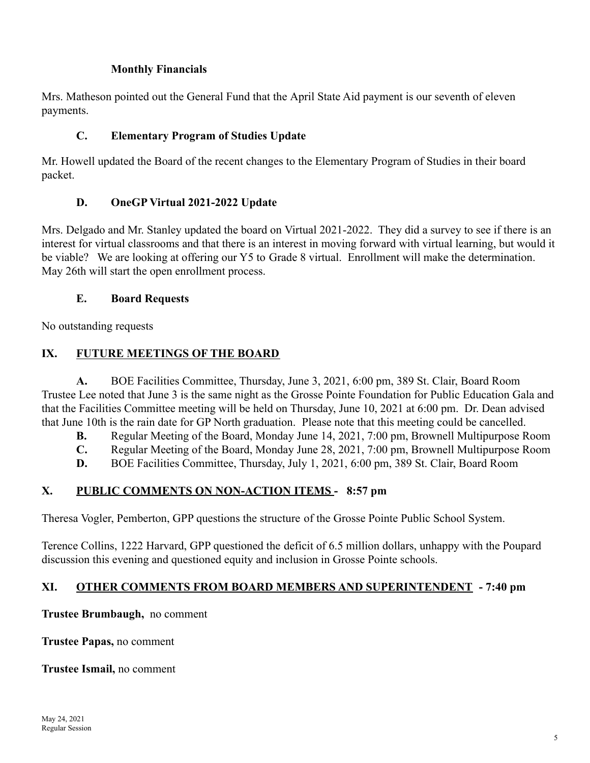### Monthly Financials

Mrs. Matheson pointed out the General Fund that the April State Aid payment is our seventh of eleven payments.

### C. Elementary Program of Studies Update

Mr. Howell updated the Board of the recent changes to the Elementary Program of Studies in their board packet.

### D. OneGP Virtual 2021-2022 Update

Mrs. Delgado and Mr. Stanley updated the board on Virtual 2021-2022. They did a survey to see if there is an interest for virtual classrooms and that there is an interest in moving forward with virtual learning, but would it be viable? We are looking at offering our Y5 to Grade 8 virtual. Enrollment will make the determination. May 26th will start the open enrollment process.

### E. Board Requests

No outstanding requests

## IX. FUTURE MEETINGS OF THE BOARD

**A.** BOE Facilities Committee, Thursday, June 3, 2021, 6:00 pm, 389 St. Clair, Board Room
Trustee Lee noted that June 3 is the same night as the Grosse Pointe Foundation for Public Education Gala and that the Facilities Committee meeting will be held on Thursday, June 10, 2021 at 6:00 pm. Dr. Dean advised that June 10th is the rain date for GP North graduation. Please note that this meeting could be cancelled.

**B.** Regular Meeting of the Board, Monday June 14, 2021, 7:00 pm, Brownell Multipurpose Room

**C.** Regular Meeting of the Board, Monday June 28, 2021, 7:00 pm, Brownell Multipurpose Room

**D.** BOE Facilities Committee, Thursday, July 1, 2021, 6:00 pm, 389 St. Clair, Board Room

## X. PUBLIC COMMENTS ON NON-ACTION ITEMS - 8:57 pm

Theresa Vogler, Pemberton, GPP questions the structure of the Grosse Pointe Public School System.

Terence Collins, 1222 Harvard, GPP questioned the deficit of 6.5 million dollars, unhappy with the Poupard discussion this evening and questioned equity and inclusion in Grosse Pointe schools.

## XI. OTHER COMMENTS FROM BOARD MEMBERS AND SUPERINTENDENT - 7:40 pm

**Trustee Brumbaugh,** no comment

**Trustee Papas,** no comment

**Trustee Ismail,** no comment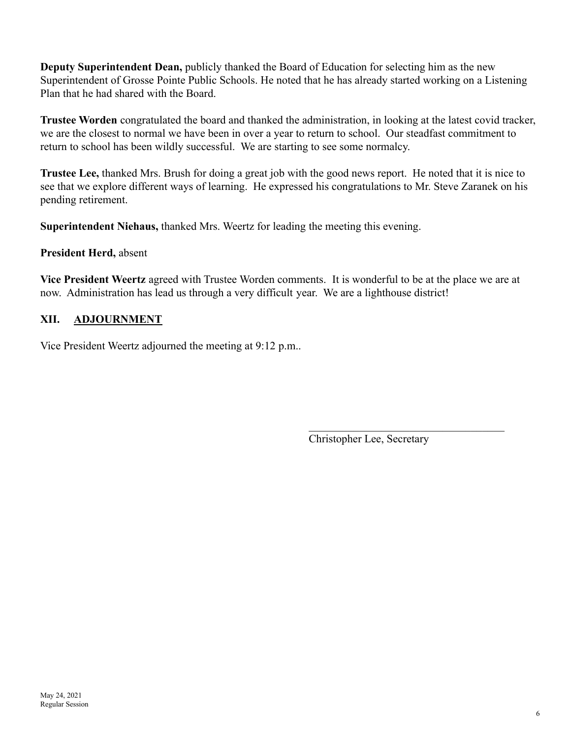**Deputy Superintendent Dean,** publicly thanked the Board of Education for selecting him as the new Superintendent of Grosse Pointe Public Schools. He noted that he has already started working on a Listening Plan that he had shared with the Board.

**Trustee Worden** congratulated the board and thanked the administration, in looking at the latest covid tracker, we are the closest to normal we have been in over a year to return to school. Our steadfast commitment to return to school has been wildly successful. We are starting to see some normalcy.

**Trustee Lee,** thanked Mrs. Brush for doing a great job with the good news report. He noted that it is nice to see that we explore different ways of learning. He expressed his congratulations to Mr. Steve Zaranek on his pending retirement.

**Superintendent Niehaus,** thanked Mrs. Weertz for leading the meeting this evening.

**President Herd,** absent

**Vice President Weertz** agreed with Trustee Worden comments. It is wonderful to be at the place we are at now. Administration has lead us through a very difficult year. We are a lighthouse district!

## XII. ADJOURNMENT

Vice President Weertz adjourned the meeting at 9:12 p.m..

Christopher Lee, Secretary

May 24, 2021
Regular Session